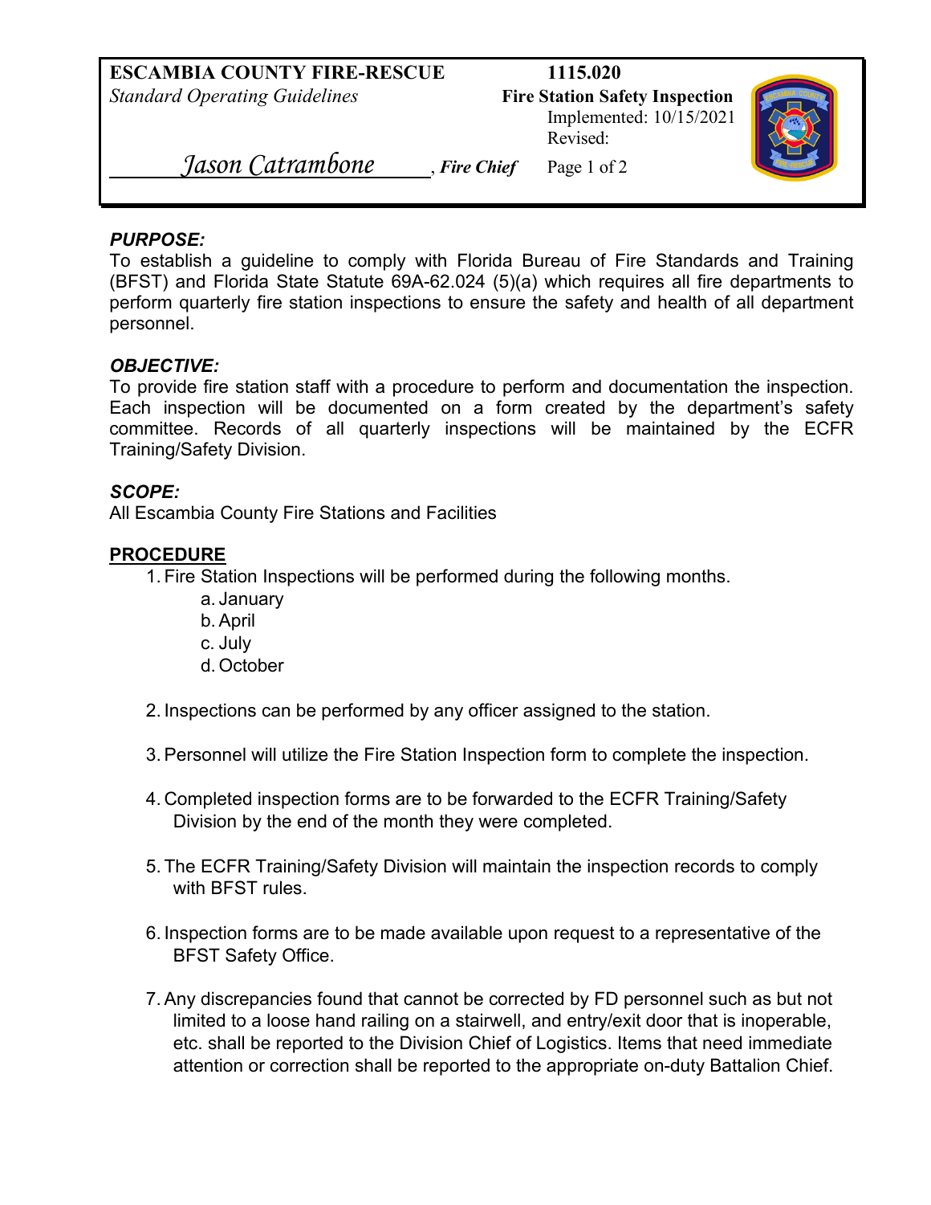**ESCAMBIA COUNTY FIRE-RESCUE** | **1115.020**
*Standard Operating Guidelines* | **Fire Station Safety Inspection**
Implemented: 10/15/2021
Revised:

*Jason Catrambone*, ***Fire Chief***

***PURPOSE:***

To establish a guideline to comply with Florida Bureau of Fire Standards and Training (BFST) and Florida State Statute 69A-62.024 (5)(a) which requires all fire departments to perform quarterly fire station inspections to ensure the safety and health of all department personnel.

***OBJECTIVE:***

To provide fire station staff with a procedure to perform and documentation the inspection. Each inspection will be documented on a form created by the department's safety committee. Records of all quarterly inspections will be maintained by the ECFR Training/Safety Division.

***SCOPE:***

All Escambia County Fire Stations and Facilities

**PROCEDURE**

1. Fire Station Inspections will be performed during the following months.
   a. January
   b. April
   c. July
   d. October

2. Inspections can be performed by any officer assigned to the station.

3. Personnel will utilize the Fire Station Inspection form to complete the inspection.

4. Completed inspection forms are to be forwarded to the ECFR Training/Safety Division by the end of the month they were completed.

5. The ECFR Training/Safety Division will maintain the inspection records to comply with BFST rules.

6. Inspection forms are to be made available upon request to a representative of the BFST Safety Office.

7. Any discrepancies found that cannot be corrected by FD personnel such as but not limited to a loose hand railing on a stairwell, and entry/exit door that is inoperable, etc. shall be reported to the Division Chief of Logistics. Items that need immediate attention or correction shall be reported to the appropriate on-duty Battalion Chief.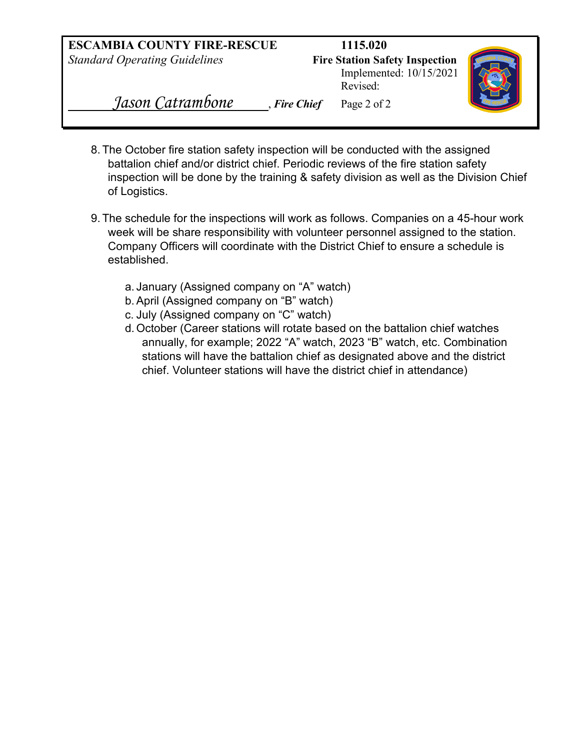8. The October fire station safety inspection will be conducted with the assigned battalion chief and/or district chief. Periodic reviews of the fire station safety inspection will be done by the training & safety division as well as the Division Chief of Logistics.

9. The schedule for the inspections will work as follows. Companies on a 45-hour work week will be share responsibility with volunteer personnel assigned to the station. Company Officers will coordinate with the District Chief to ensure a schedule is established.

   a. January (Assigned company on “A” watch)
   b. April (Assigned company on “B” watch)
   c. July (Assigned company on “C” watch)
   d. October (Career stations will rotate based on the battalion chief watches annually, for example; 2022 “A” watch, 2023 “B” watch, etc. Combination stations will have the battalion chief as designated above and the district chief. Volunteer stations will have the district chief in attendance)